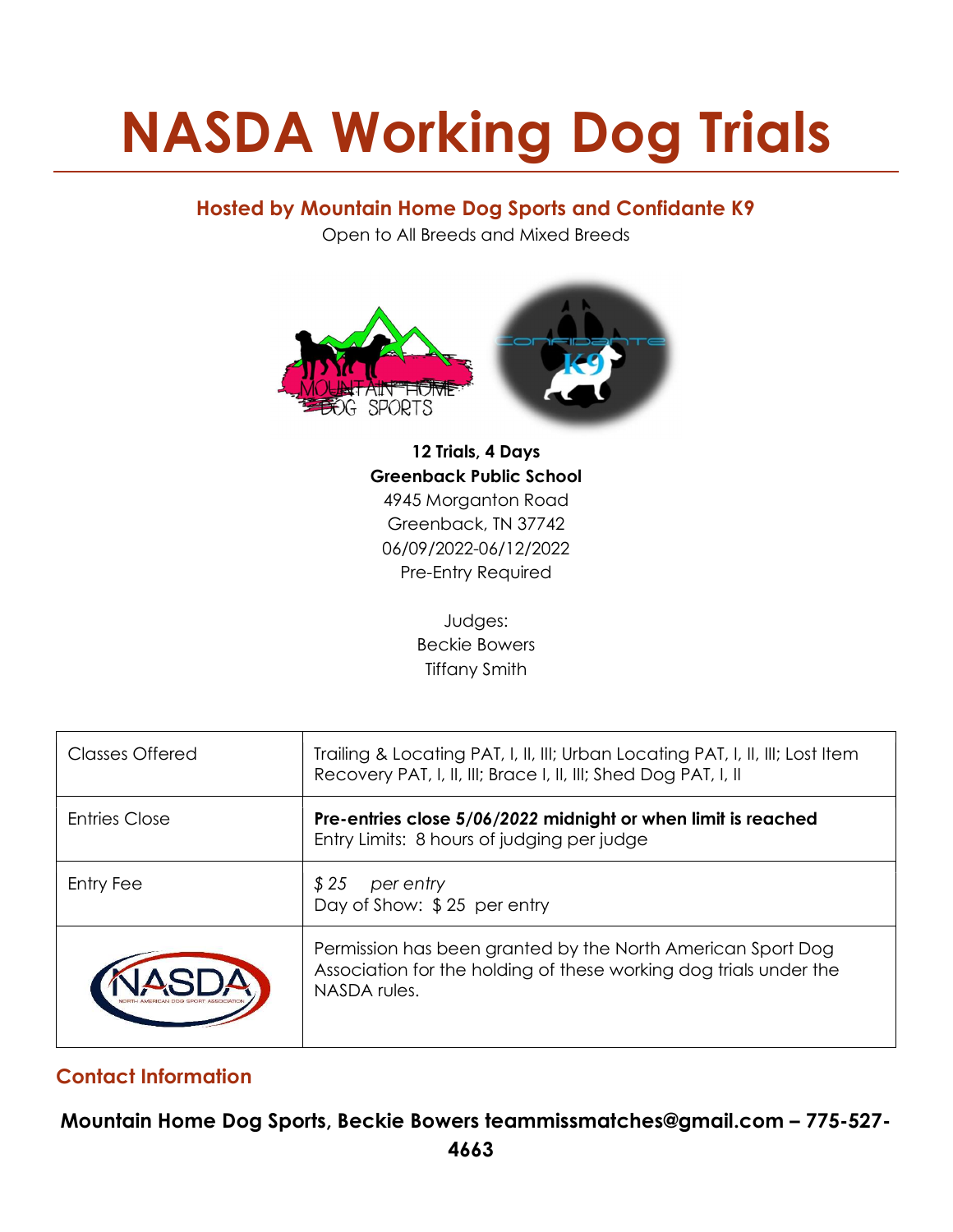# NASDA Working Dog Trials

## Hosted by Mountain Home Dog Sports and Confidante K9

Open to All Breeds and Mixed Breeds

**12 Trials, 4 Days**
**Greenback Public School**
4945 Morganton Road
Greenback, TN 37742
06/09/2022-06/12/2022
Pre-Entry Required

Judges:
Beckie Bowers
Tiffany Smith

| | |
|---|---|
| Classes Offered | Trailing & Locating PAT, I, II, III; Urban Locating PAT, I, II, III; Lost Item Recovery PAT, I, II, III; Brace I, II, III; Shed Dog PAT, I, II |
| Entries Close | **Pre-entries close *5/06/2022* midnight or when limit is reached** Entry Limits: 8 hours of judging per judge |
| Entry Fee | *$ 25 per entry* Day of Show: $ 25 per entry |
| NASDA | Permission has been granted by the North American Sport Dog Association for the holding of these working dog trials under the NASDA rules. |

## Contact Information

**Mountain Home Dog Sports, Beckie Bowers teammissmatches@gmail.com – 775-527-4663**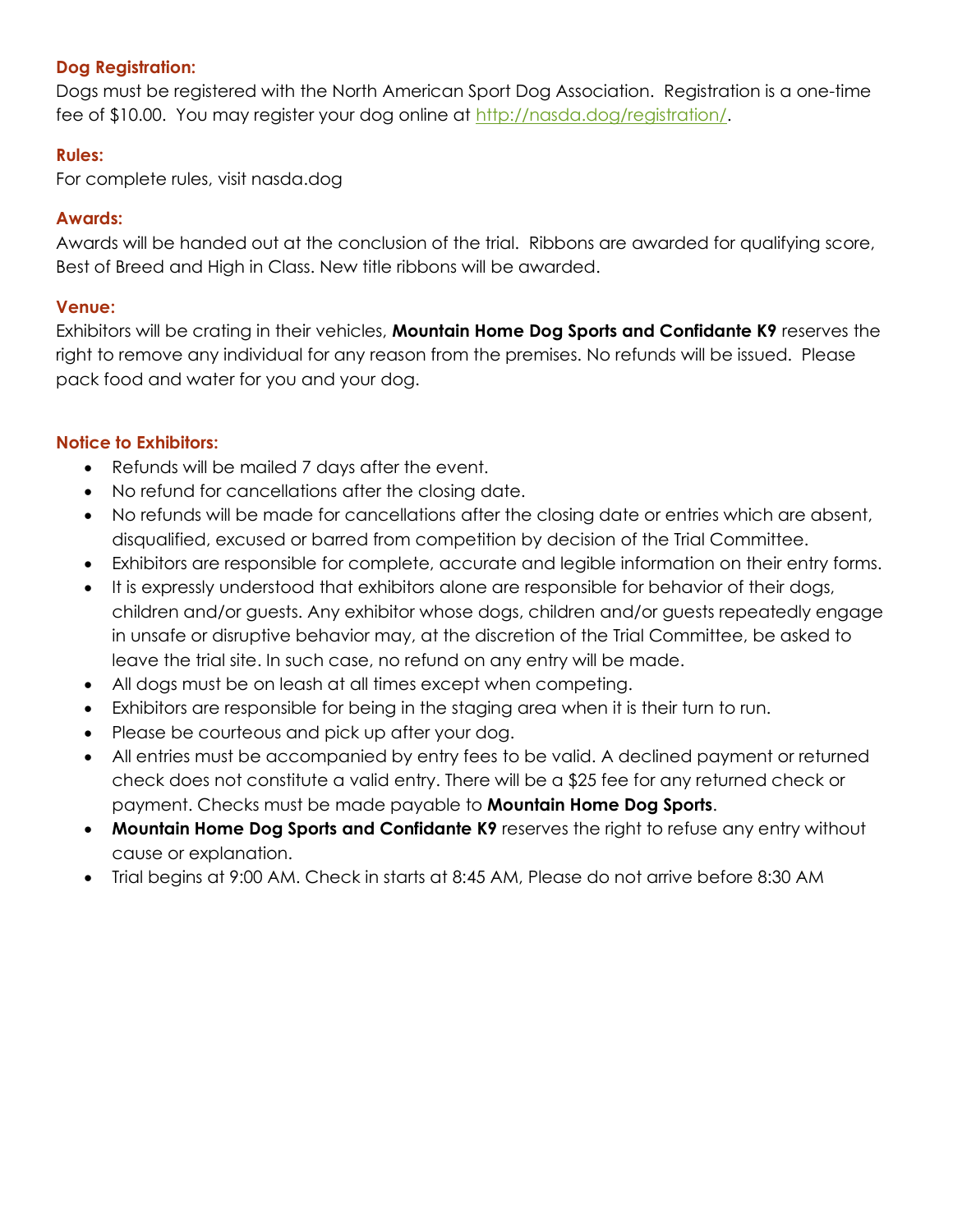### Dog Registration:

Dogs must be registered with the North American Sport Dog Association. Registration is a one-time fee of $10.00. You may register your dog online at [http://nasda.dog/registration/](http://nasda.dog/registration/).

### Rules:

For complete rules, visit nasda.dog

### Awards:

Awards will be handed out at the conclusion of the trial. Ribbons are awarded for qualifying score, Best of Breed and High in Class. New title ribbons will be awarded.

### Venue:

Exhibitors will be crating in their vehicles, **Mountain Home Dog Sports and Confidante K9** reserves the right to remove any individual for any reason from the premises. No refunds will be issued. Please pack food and water for you and your dog.

### Notice to Exhibitors:

- Refunds will be mailed 7 days after the event.
- No refund for cancellations after the closing date.
- No refunds will be made for cancellations after the closing date or entries which are absent, disqualified, excused or barred from competition by decision of the Trial Committee.
- Exhibitors are responsible for complete, accurate and legible information on their entry forms.
- It is expressly understood that exhibitors alone are responsible for behavior of their dogs, children and/or guests. Any exhibitor whose dogs, children and/or guests repeatedly engage in unsafe or disruptive behavior may, at the discretion of the Trial Committee, be asked to leave the trial site. In such case, no refund on any entry will be made.
- All dogs must be on leash at all times except when competing.
- Exhibitors are responsible for being in the staging area when it is their turn to run.
- Please be courteous and pick up after your dog.
- All entries must be accompanied by entry fees to be valid. A declined payment or returned check does not constitute a valid entry. There will be a $25 fee for any returned check or payment. Checks must be made payable to **Mountain Home Dog Sports**.
- **Mountain Home Dog Sports and Confidante K9** reserves the right to refuse any entry without cause or explanation.
- Trial begins at 9:00 AM. Check in starts at 8:45 AM, Please do not arrive before 8:30 AM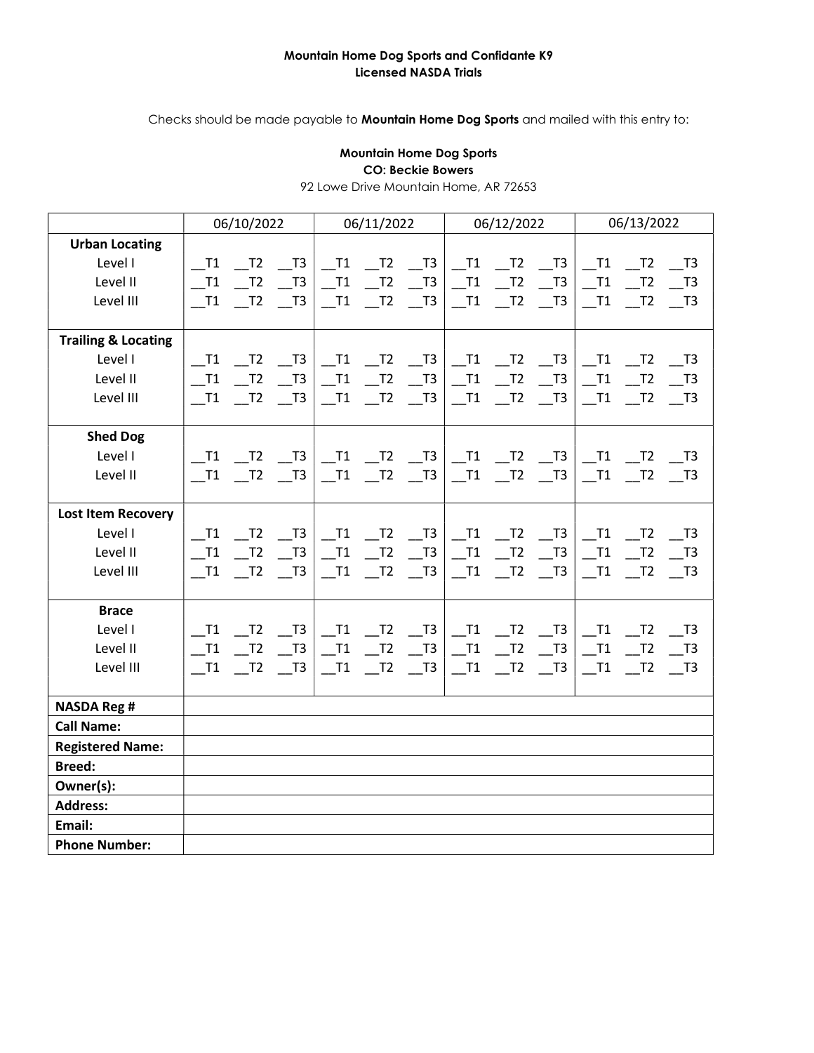**Mountain Home Dog Sports and Confidante K9**
**Licensed NASDA Trials**

Checks should be made payable to **Mountain Home Dog Sports** and mailed with this entry to:

**Mountain Home Dog Sports**
**CO: Beckie Bowers**
92 Lowe Drive Mountain Home, AR 72653

| | 06/10/2022 | 06/11/2022 | 06/12/2022 | 06/13/2022 |
|---|---|---|---|---|
| **Urban Locating** | | | | |
| Level I | __T1 __T2 __T3 | __T1 __T2 __T3 | __T1 __T2 __T3 | __T1 __T2 __T3 |
| Level II | __T1 __T2 __T3 | __T1 __T2 __T3 | __T1 __T2 __T3 | __T1 __T2 __T3 |
| Level III | __T1 __T2 __T3 | __T1 __T2 __T3 | __T1 __T2 __T3 | __T1 __T2 __T3 |
| **Trailing & Locating** | | | | |
| Level I | __T1 __T2 __T3 | __T1 __T2 __T3 | __T1 __T2 __T3 | __T1 __T2 __T3 |
| Level II | __T1 __T2 __T3 | __T1 __T2 __T3 | __T1 __T2 __T3 | __T1 __T2 __T3 |
| Level III | __T1 __T2 __T3 | __T1 __T2 __T3 | __T1 __T2 __T3 | __T1 __T2 __T3 |
| **Shed Dog** | | | | |
| Level I | __T1 __T2 __T3 | __T1 __T2 __T3 | __T1 __T2 __T3 | __T1 __T2 __T3 |
| Level II | __T1 __T2 __T3 | __T1 __T2 __T3 | __T1 __T2 __T3 | __T1 __T2 __T3 |
| **Lost Item Recovery** | | | | |
| Level I | __T1 __T2 __T3 | __T1 __T2 __T3 | __T1 __T2 __T3 | __T1 __T2 __T3 |
| Level II | __T1 __T2 __T3 | __T1 __T2 __T3 | __T1 __T2 __T3 | __T1 __T2 __T3 |
| Level III | __T1 __T2 __T3 | __T1 __T2 __T3 | __T1 __T2 __T3 | __T1 __T2 __T3 |
| **Brace** | | | | |
| Level I | __T1 __T2 __T3 | __T1 __T2 __T3 | __T1 __T2 __T3 | __T1 __T2 __T3 |
| Level II | __T1 __T2 __T3 | __T1 __T2 __T3 | __T1 __T2 __T3 | __T1 __T2 __T3 |
| Level III | __T1 __T2 __T3 | __T1 __T2 __T3 | __T1 __T2 __T3 | __T1 __T2 __T3 |
| **NASDA Reg #** | | | | |
| **Call Name:** | | | | |
| **Registered Name:** | | | | |
| **Breed:** | | | | |
| **Owner(s):** | | | | |
| **Address:** | | | | |
| **Email:** | | | | |
| **Phone Number:** | | | | |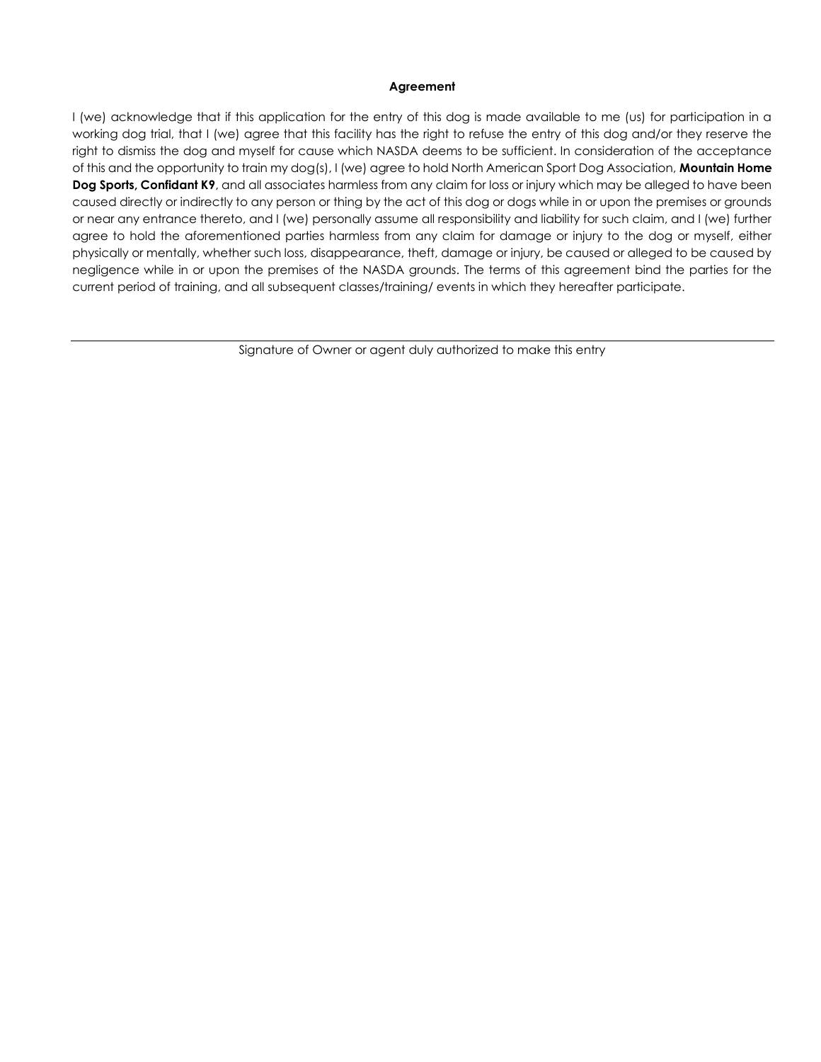**Agreement**

I (we) acknowledge that if this application for the entry of this dog is made available to me (us) for participation in a working dog trial, that I (we) agree that this facility has the right to refuse the entry of this dog and/or they reserve the right to dismiss the dog and myself for cause which NASDA deems to be sufficient. In consideration of the acceptance of this and the opportunity to train my dog(s), I (we) agree to hold North American Sport Dog Association, **Mountain Home Dog Sports, Confidant K9**, and all associates harmless from any claim for loss or injury which may be alleged to have been caused directly or indirectly to any person or thing by the act of this dog or dogs while in or upon the premises or grounds or near any entrance thereto, and I (we) personally assume all responsibility and liability for such claim, and I (we) further agree to hold the aforementioned parties harmless from any claim for damage or injury to the dog or myself, either physically or mentally, whether such loss, disappearance, theft, damage or injury, be caused or alleged to be caused by negligence while in or upon the premises of the NASDA grounds. The terms of this agreement bind the parties for the current period of training, and all subsequent classes/training/ events in which they hereafter participate.

Signature of Owner or agent duly authorized to make this entry